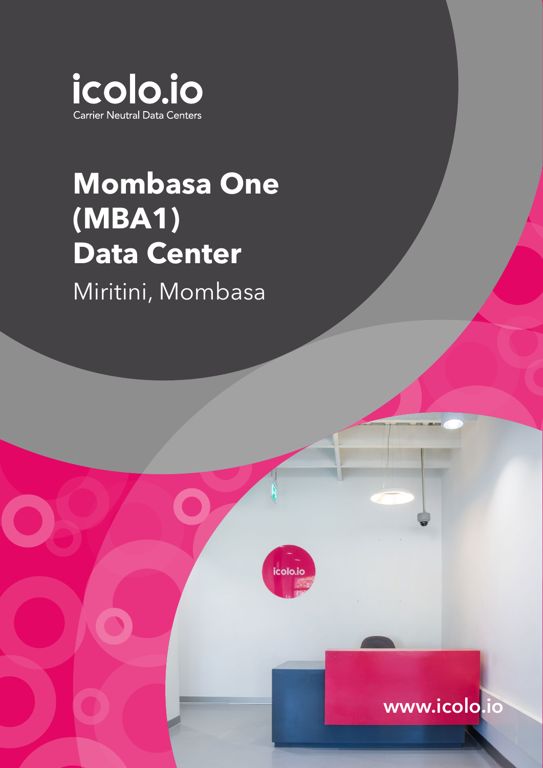icolo.io

Carrier Neutral Data Centers

# Mombasa One (MBA1) Data Center

Miritini, Mombasa

www.icolo.io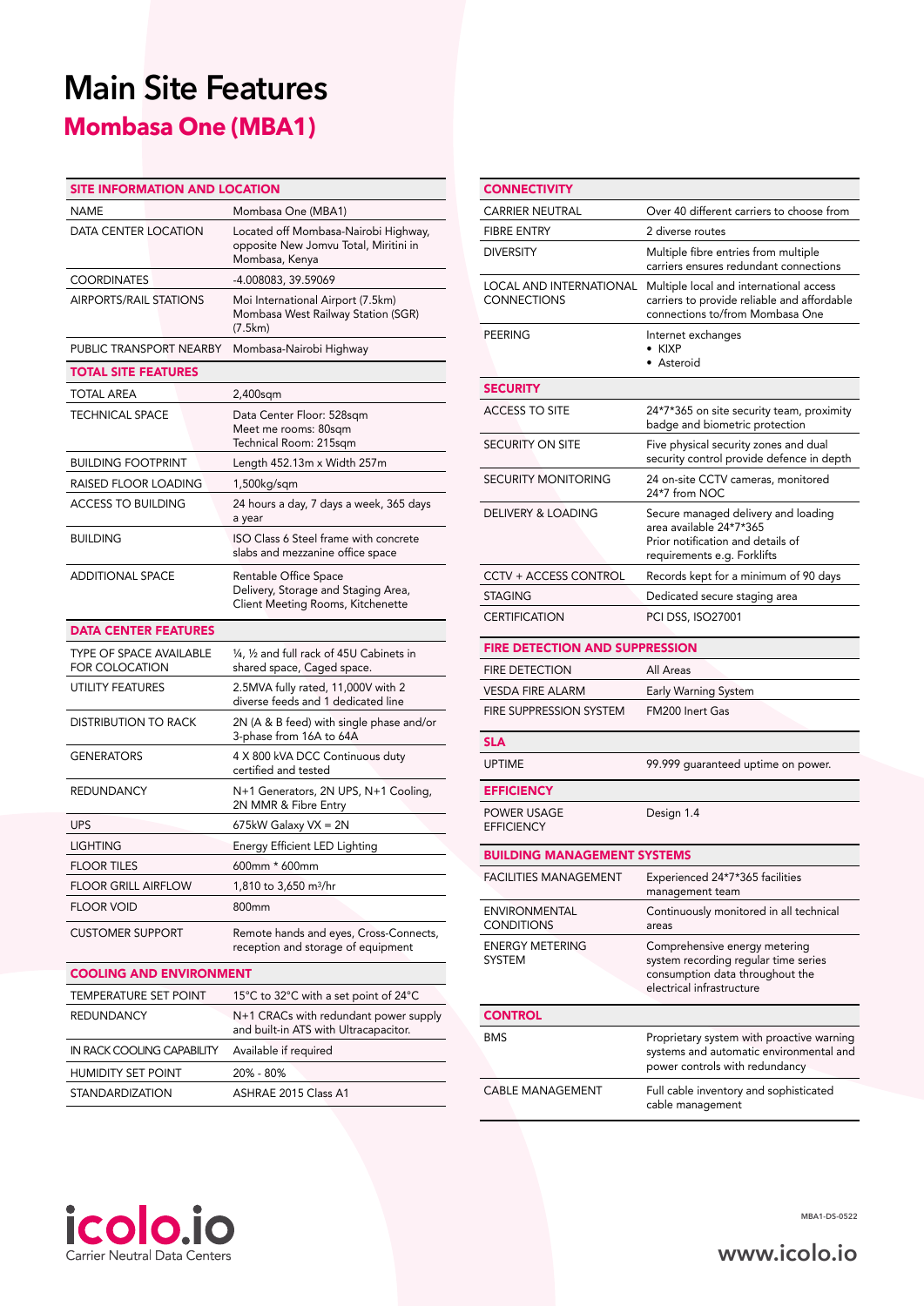# Main Site Features

## Mombasa One (MBA1)

| SITE INFORMATION AND LOCATION | |
|---|---|
| NAME | Mombasa One (MBA1) |
| DATA CENTER LOCATION | Located off Mombasa-Nairobi Highway, opposite New Jomvu Total, Miritini in Mombasa, Kenya |
| COORDINATES | -4.008083, 39.59069 |
| AIRPORTS/RAIL STATIONS | Moi International Airport (7.5km) Mombasa West Railway Station (SGR) (7.5km) |
| PUBLIC TRANSPORT NEARBY | Mombasa-Nairobi Highway |

| TOTAL SITE FEATURES | |
|---|---|
| TOTAL AREA | 2,400sqm |
| TECHNICAL SPACE | Data Center Floor: 528sqm<br>Meet me rooms: 80sqm<br>Technical Room: 215sqm |
| BUILDING FOOTPRINT | Length 452.13m x Width 257m |
| RAISED FLOOR LOADING | 1,500kg/sqm |
| ACCESS TO BUILDING | 24 hours a day, 7 days a week, 365 days a year |
| BUILDING | ISO Class 6 Steel frame with concrete slabs and mezzanine office space |
| ADDITIONAL SPACE | Rentable Office Space<br>Delivery, Storage and Staging Area,<br>Client Meeting Rooms, Kitchenette |

| DATA CENTER FEATURES | |
|---|---|
| TYPE OF SPACE AVAILABLE FOR COLOCATION | ¼, ½ and full rack of 45U Cabinets in shared space, Caged space. |
| UTILITY FEATURES | 2.5MVA fully rated, 11,000V with 2 diverse feeds and 1 dedicated line |
| DISTRIBUTION TO RACK | 2N (A & B feed) with single phase and/or 3-phase from 16A to 64A |
| GENERATORS | 4 X 800 kVA DCC Continuous duty certified and tested |
| REDUNDANCY | N+1 Generators, 2N UPS, N+1 Cooling, 2N MMR & Fibre Entry |
| UPS | 675kW Galaxy VX = 2N |
| LIGHTING | Energy Efficient LED Lighting |
| FLOOR TILES | 600mm * 600mm |
| FLOOR GRILL AIRFLOW | 1,810 to 3,650 m³/hr |
| FLOOR VOID | 800mm |
| CUSTOMER SUPPORT | Remote hands and eyes, Cross-Connects, reception and storage of equipment |

| COOLING AND ENVIRONMENT | |
|---|---|
| TEMPERATURE SET POINT | 15°C to 32°C with a set point of 24°C |
| REDUNDANCY | N+1 CRACs with redundant power supply and built-in ATS with Ultracapacitor. |
| IN RACK COOLING CAPABILITY | Available if required |
| HUMIDITY SET POINT | 20% - 80% |
| STANDARDIZATION | ASHRAE 2015 Class A1 |

| CONNECTIVITY | |
|---|---|
| CARRIER NEUTRAL | Over 40 different carriers to choose from |
| FIBRE ENTRY | 2 diverse routes |
| DIVERSITY | Multiple fibre entries from multiple carriers ensures redundant connections |
| LOCAL AND INTERNATIONAL CONNECTIONS | Multiple local and international access carriers to provide reliable and affordable connections to/from Mombasa One |
| PEERING | Internet exchanges<br>• KIXP<br>• Asteroid |

| SECURITY | |
|---|---|
| ACCESS TO SITE | 24*7*365 on site security team, proximity badge and biometric protection |
| SECURITY ON SITE | Five physical security zones and dual security control provide defence in depth |
| SECURITY MONITORING | 24 on-site CCTV cameras, monitored 24*7 from NOC |
| DELIVERY & LOADING | Secure managed delivery and loading area available 24*7*365<br>Prior notification and details of requirements e.g. Forklifts |
| CCTV + ACCESS CONTROL | Records kept for a minimum of 90 days |
| STAGING | Dedicated secure staging area |
| CERTIFICATION | PCI DSS, ISO27001 |

| FIRE DETECTION AND SUPPRESSION | |
|---|---|
| FIRE DETECTION | All Areas |
| VESDA FIRE ALARM | Early Warning System |
| FIRE SUPPRESSION SYSTEM | FM200 Inert Gas |

| SLA | |
|---|---|
| UPTIME | 99.999 guaranteed uptime on power. |

| EFFICIENCY | |
|---|---|
| POWER USAGE EFFICIENCY | Design 1.4 |

| BUILDING MANAGEMENT SYSTEMS | |
|---|---|
| FACILITIES MANAGEMENT | Experienced 24*7*365 facilities management team |
| ENVIRONMENTAL CONDITIONS | Continuously monitored in all technical areas |
| ENERGY METERING SYSTEM | Comprehensive energy metering system recording regular time series consumption data throughout the electrical infrastructure |

| CONTROL | |
|---|---|
| BMS | Proprietary system with proactive warning systems and automatic environmental and power controls with redundancy |
| CABLE MANAGEMENT | Full cable inventory and sophisticated cable management |

icolo.io
Carrier Neutral Data Centers

MBA1-DS-0522

www.icolo.io